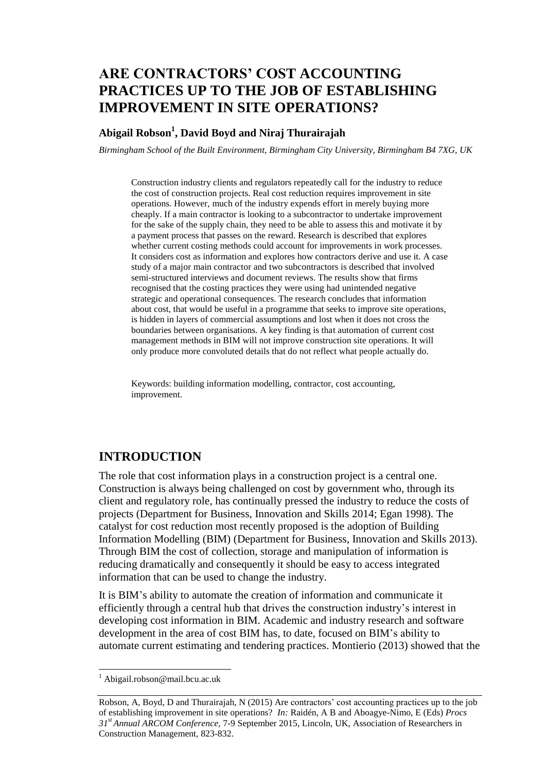# ARE CONTRACTORS' COST ACCOUNTING PRACTICES UP TO THE JOB OF ESTABLISHING IMPROVEMENT IN SITE OPERATIONS?

**Abigail Robson[1], David Boyd and Niraj Thurairajah**

*Birmingham School of the Built Environment, Birmingham City University, Birmingham B4 7XG, UK*

Construction industry clients and regulators repeatedly call for the industry to reduce the cost of construction projects. Real cost reduction requires improvement in site operations. However, much of the industry expends effort in merely buying more cheaply. If a main contractor is looking to a subcontractor to undertake improvement for the sake of the supply chain, they need to be able to assess this and motivate it by a payment process that passes on the reward. Research is described that explores whether current costing methods could account for improvements in work processes. It considers cost as information and explores how contractors derive and use it. A case study of a major main contractor and two subcontractors is described that involved semi-structured interviews and document reviews. The results show that firms recognised that the costing practices they were using had unintended negative strategic and operational consequences. The research concludes that information about cost, that would be useful in a programme that seeks to improve site operations, is hidden in layers of commercial assumptions and lost when it does not cross the boundaries between organisations. A key finding is that automation of current cost management methods in BIM will not improve construction site operations. It will only produce more convoluted details that do not reflect what people actually do.

Keywords: building information modelling, contractor, cost accounting, improvement.

## INTRODUCTION

The role that cost information plays in a construction project is a central one. Construction is always being challenged on cost by government who, through its client and regulatory role, has continually pressed the industry to reduce the costs of projects (Department for Business, Innovation and Skills 2014; Egan 1998). The catalyst for cost reduction most recently proposed is the adoption of Building Information Modelling (BIM) (Department for Business, Innovation and Skills 2013). Through BIM the cost of collection, storage and manipulation of information is reducing dramatically and consequently it should be easy to access integrated information that can be used to change the industry.

It is BIM's ability to automate the creation of information and communicate it efficiently through a central hub that drives the construction industry's interest in developing cost information in BIM. Academic and industry research and software development in the area of cost BIM has, to date, focused on BIM's ability to automate current estimating and tendering practices. Montierio (2013) showed that the

[1] Abigail.robson@mail.bcu.ac.uk

Robson, A, Boyd, D and Thurairajah, N (2015) Are contractors' cost accounting practices up to the job of establishing improvement in site operations? *In:* Raidén, A B and Aboagye-Nimo, E (Eds) *Procs 31st Annual ARCOM Conference*, 7-9 September 2015, Lincoln, UK, Association of Researchers in Construction Management, 823-832.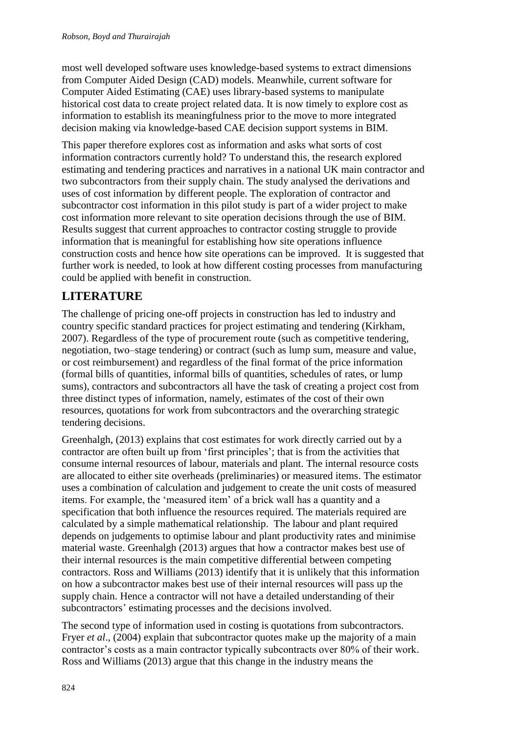most well developed software uses knowledge-based systems to extract dimensions from Computer Aided Design (CAD) models. Meanwhile, current software for Computer Aided Estimating (CAE) uses library-based systems to manipulate historical cost data to create project related data. It is now timely to explore cost as information to establish its meaningfulness prior to the move to more integrated decision making via knowledge-based CAE decision support systems in BIM.

This paper therefore explores cost as information and asks what sorts of cost information contractors currently hold? To understand this, the research explored estimating and tendering practices and narratives in a national UK main contractor and two subcontractors from their supply chain. The study analysed the derivations and uses of cost information by different people. The exploration of contractor and subcontractor cost information in this pilot study is part of a wider project to make cost information more relevant to site operation decisions through the use of BIM. Results suggest that current approaches to contractor costing struggle to provide information that is meaningful for establishing how site operations influence construction costs and hence how site operations can be improved. It is suggested that further work is needed, to look at how different costing processes from manufacturing could be applied with benefit in construction.

## LITERATURE

The challenge of pricing one-off projects in construction has led to industry and country specific standard practices for project estimating and tendering (Kirkham, 2007). Regardless of the type of procurement route (such as competitive tendering, negotiation, two–stage tendering) or contract (such as lump sum, measure and value, or cost reimbursement) and regardless of the final format of the price information (formal bills of quantities, informal bills of quantities, schedules of rates, or lump sums), contractors and subcontractors all have the task of creating a project cost from three distinct types of information, namely, estimates of the cost of their own resources, quotations for work from subcontractors and the overarching strategic tendering decisions.

Greenhalgh, (2013) explains that cost estimates for work directly carried out by a contractor are often built up from 'first principles'; that is from the activities that consume internal resources of labour, materials and plant. The internal resource costs are allocated to either site overheads (preliminaries) or measured items. The estimator uses a combination of calculation and judgement to create the unit costs of measured items. For example, the 'measured item' of a brick wall has a quantity and a specification that both influence the resources required. The materials required are calculated by a simple mathematical relationship. The labour and plant required depends on judgements to optimise labour and plant productivity rates and minimise material waste. Greenhalgh (2013) argues that how a contractor makes best use of their internal resources is the main competitive differential between competing contractors. Ross and Williams (2013) identify that it is unlikely that this information on how a subcontractor makes best use of their internal resources will pass up the supply chain. Hence a contractor will not have a detailed understanding of their subcontractors' estimating processes and the decisions involved.

The second type of information used in costing is quotations from subcontractors. Fryer *et al*., (2004) explain that subcontractor quotes make up the majority of a main contractor's costs as a main contractor typically subcontracts over 80% of their work. Ross and Williams (2013) argue that this change in the industry means the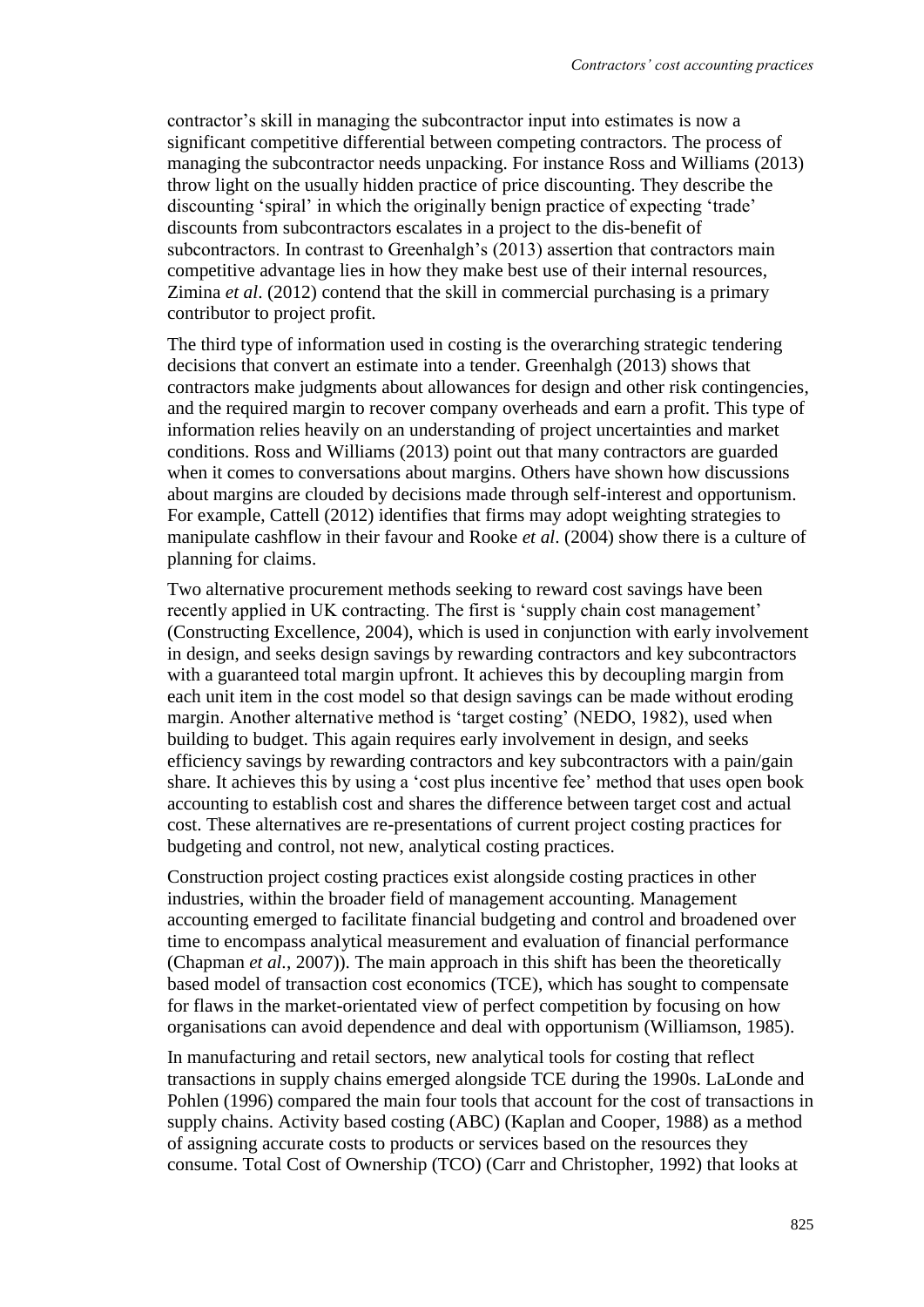contractor's skill in managing the subcontractor input into estimates is now a significant competitive differential between competing contractors. The process of managing the subcontractor needs unpacking. For instance Ross and Williams (2013) throw light on the usually hidden practice of price discounting. They describe the discounting 'spiral' in which the originally benign practice of expecting 'trade' discounts from subcontractors escalates in a project to the dis-benefit of subcontractors. In contrast to Greenhalgh's (2013) assertion that contractors main competitive advantage lies in how they make best use of their internal resources, Zimina *et al*. (2012) contend that the skill in commercial purchasing is a primary contributor to project profit.

The third type of information used in costing is the overarching strategic tendering decisions that convert an estimate into a tender. Greenhalgh (2013) shows that contractors make judgments about allowances for design and other risk contingencies, and the required margin to recover company overheads and earn a profit. This type of information relies heavily on an understanding of project uncertainties and market conditions. Ross and Williams (2013) point out that many contractors are guarded when it comes to conversations about margins. Others have shown how discussions about margins are clouded by decisions made through self-interest and opportunism. For example, Cattell (2012) identifies that firms may adopt weighting strategies to manipulate cashflow in their favour and Rooke *et al*. (2004) show there is a culture of planning for claims.

Two alternative procurement methods seeking to reward cost savings have been recently applied in UK contracting. The first is 'supply chain cost management' (Constructing Excellence, 2004), which is used in conjunction with early involvement in design, and seeks design savings by rewarding contractors and key subcontractors with a guaranteed total margin upfront. It achieves this by decoupling margin from each unit item in the cost model so that design savings can be made without eroding margin. Another alternative method is 'target costing' (NEDO, 1982), used when building to budget. This again requires early involvement in design, and seeks efficiency savings by rewarding contractors and key subcontractors with a pain/gain share. It achieves this by using a 'cost plus incentive fee' method that uses open book accounting to establish cost and shares the difference between target cost and actual cost. These alternatives are re-presentations of current project costing practices for budgeting and control, not new, analytical costing practices.

Construction project costing practices exist alongside costing practices in other industries, within the broader field of management accounting. Management accounting emerged to facilitate financial budgeting and control and broadened over time to encompass analytical measurement and evaluation of financial performance (Chapman *et al.*, 2007)). The main approach in this shift has been the theoretically based model of transaction cost economics (TCE), which has sought to compensate for flaws in the market-orientated view of perfect competition by focusing on how organisations can avoid dependence and deal with opportunism (Williamson, 1985).

In manufacturing and retail sectors, new analytical tools for costing that reflect transactions in supply chains emerged alongside TCE during the 1990s. LaLonde and Pohlen (1996) compared the main four tools that account for the cost of transactions in supply chains. Activity based costing (ABC) (Kaplan and Cooper, 1988) as a method of assigning accurate costs to products or services based on the resources they consume. Total Cost of Ownership (TCO) (Carr and Christopher, 1992) that looks at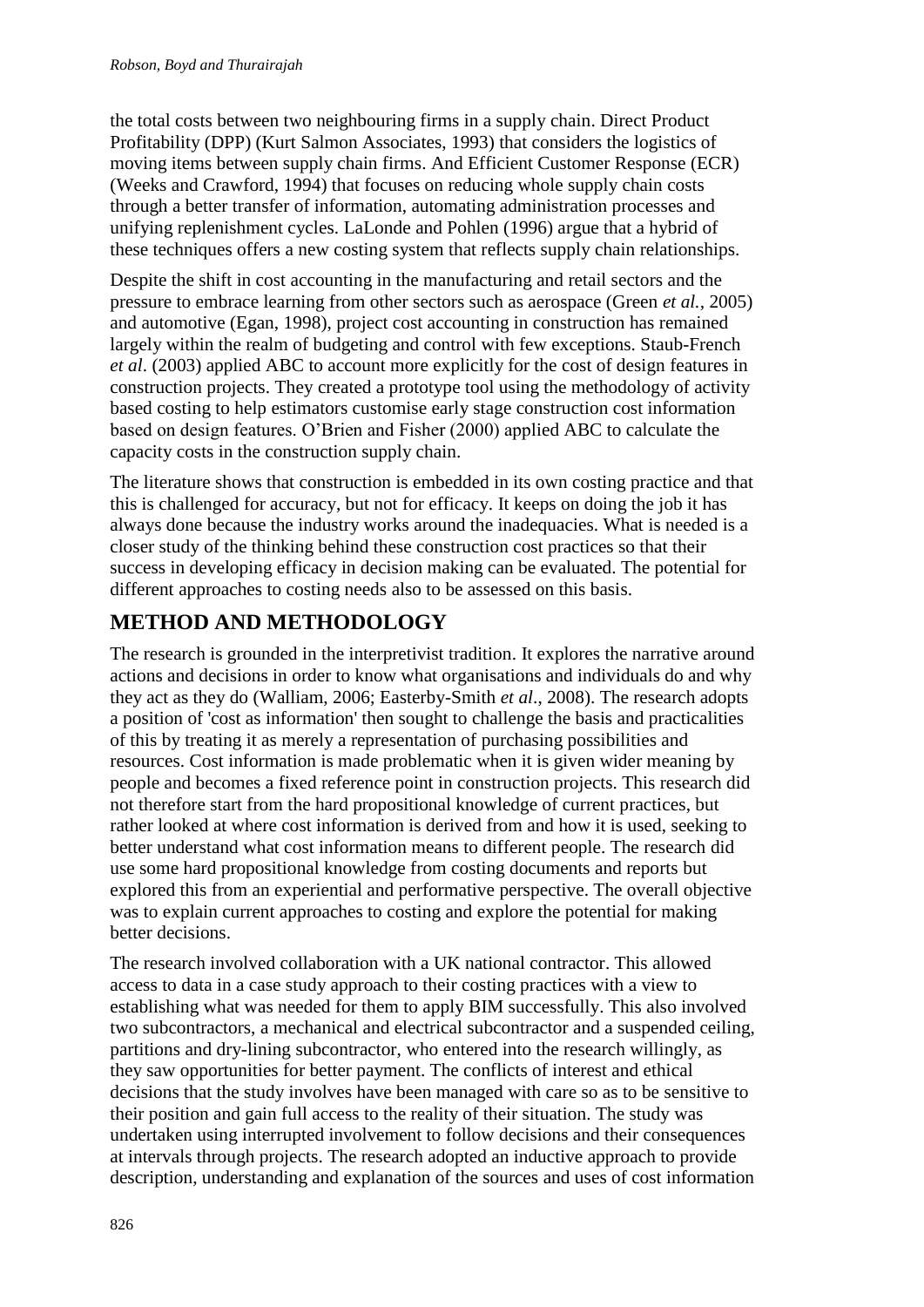the total costs between two neighbouring firms in a supply chain. Direct Product Profitability (DPP) (Kurt Salmon Associates, 1993) that considers the logistics of moving items between supply chain firms. And Efficient Customer Response (ECR) (Weeks and Crawford, 1994) that focuses on reducing whole supply chain costs through a better transfer of information, automating administration processes and unifying replenishment cycles. LaLonde and Pohlen (1996) argue that a hybrid of these techniques offers a new costing system that reflects supply chain relationships.

Despite the shift in cost accounting in the manufacturing and retail sectors and the pressure to embrace learning from other sectors such as aerospace (Green *et al.,* 2005) and automotive (Egan, 1998), project cost accounting in construction has remained largely within the realm of budgeting and control with few exceptions. Staub-French *et al*. (2003) applied ABC to account more explicitly for the cost of design features in construction projects. They created a prototype tool using the methodology of activity based costing to help estimators customise early stage construction cost information based on design features. O'Brien and Fisher (2000) applied ABC to calculate the capacity costs in the construction supply chain.

The literature shows that construction is embedded in its own costing practice and that this is challenged for accuracy, but not for efficacy. It keeps on doing the job it has always done because the industry works around the inadequacies. What is needed is a closer study of the thinking behind these construction cost practices so that their success in developing efficacy in decision making can be evaluated. The potential for different approaches to costing needs also to be assessed on this basis.

## METHOD AND METHODOLOGY

The research is grounded in the interpretivist tradition. It explores the narrative around actions and decisions in order to know what organisations and individuals do and why they act as they do (Walliam, 2006; Easterby-Smith *et al*., 2008). The research adopts a position of 'cost as information' then sought to challenge the basis and practicalities of this by treating it as merely a representation of purchasing possibilities and resources. Cost information is made problematic when it is given wider meaning by people and becomes a fixed reference point in construction projects. This research did not therefore start from the hard propositional knowledge of current practices, but rather looked at where cost information is derived from and how it is used, seeking to better understand what cost information means to different people. The research did use some hard propositional knowledge from costing documents and reports but explored this from an experiential and performative perspective. The overall objective was to explain current approaches to costing and explore the potential for making better decisions.

The research involved collaboration with a UK national contractor. This allowed access to data in a case study approach to their costing practices with a view to establishing what was needed for them to apply BIM successfully. This also involved two subcontractors, a mechanical and electrical subcontractor and a suspended ceiling, partitions and dry-lining subcontractor, who entered into the research willingly, as they saw opportunities for better payment. The conflicts of interest and ethical decisions that the study involves have been managed with care so as to be sensitive to their position and gain full access to the reality of their situation. The study was undertaken using interrupted involvement to follow decisions and their consequences at intervals through projects. The research adopted an inductive approach to provide description, understanding and explanation of the sources and uses of cost information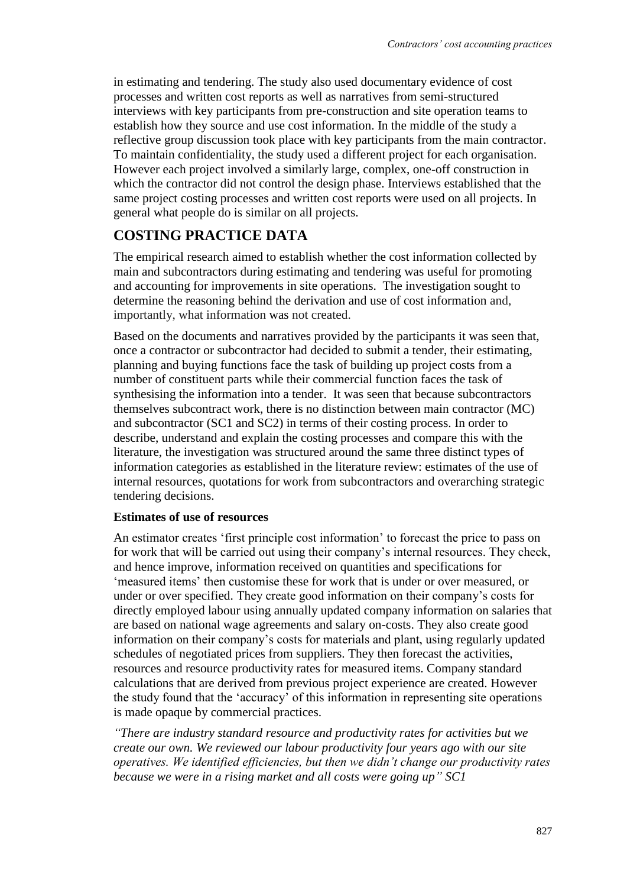in estimating and tendering. The study also used documentary evidence of cost processes and written cost reports as well as narratives from semi-structured interviews with key participants from pre-construction and site operation teams to establish how they source and use cost information. In the middle of the study a reflective group discussion took place with key participants from the main contractor. To maintain confidentiality, the study used a different project for each organisation. However each project involved a similarly large, complex, one-off construction in which the contractor did not control the design phase. Interviews established that the same project costing processes and written cost reports were used on all projects. In general what people do is similar on all projects.

## COSTING PRACTICE DATA

The empirical research aimed to establish whether the cost information collected by main and subcontractors during estimating and tendering was useful for promoting and accounting for improvements in site operations. The investigation sought to determine the reasoning behind the derivation and use of cost information and, importantly, what information was not created.

Based on the documents and narratives provided by the participants it was seen that, once a contractor or subcontractor had decided to submit a tender, their estimating, planning and buying functions face the task of building up project costs from a number of constituent parts while their commercial function faces the task of synthesising the information into a tender. It was seen that because subcontractors themselves subcontract work, there is no distinction between main contractor (MC) and subcontractor (SC1 and SC2) in terms of their costing process. In order to describe, understand and explain the costing processes and compare this with the literature, the investigation was structured around the same three distinct types of information categories as established in the literature review: estimates of the use of internal resources, quotations for work from subcontractors and overarching strategic tendering decisions.

### Estimates of use of resources

An estimator creates 'first principle cost information' to forecast the price to pass on for work that will be carried out using their company's internal resources. They check, and hence improve, information received on quantities and specifications for 'measured items' then customise these for work that is under or over measured, or under or over specified. They create good information on their company's costs for directly employed labour using annually updated company information on salaries that are based on national wage agreements and salary on-costs. They also create good information on their company's costs for materials and plant, using regularly updated schedules of negotiated prices from suppliers. They then forecast the activities, resources and resource productivity rates for measured items. Company standard calculations that are derived from previous project experience are created. However the study found that the 'accuracy' of this information in representing site operations is made opaque by commercial practices.

*"There are industry standard resource and productivity rates for activities but we create our own. We reviewed our labour productivity four years ago with our site operatives. We identified efficiencies, but then we didn't change our productivity rates because we were in a rising market and all costs were going up" SC1*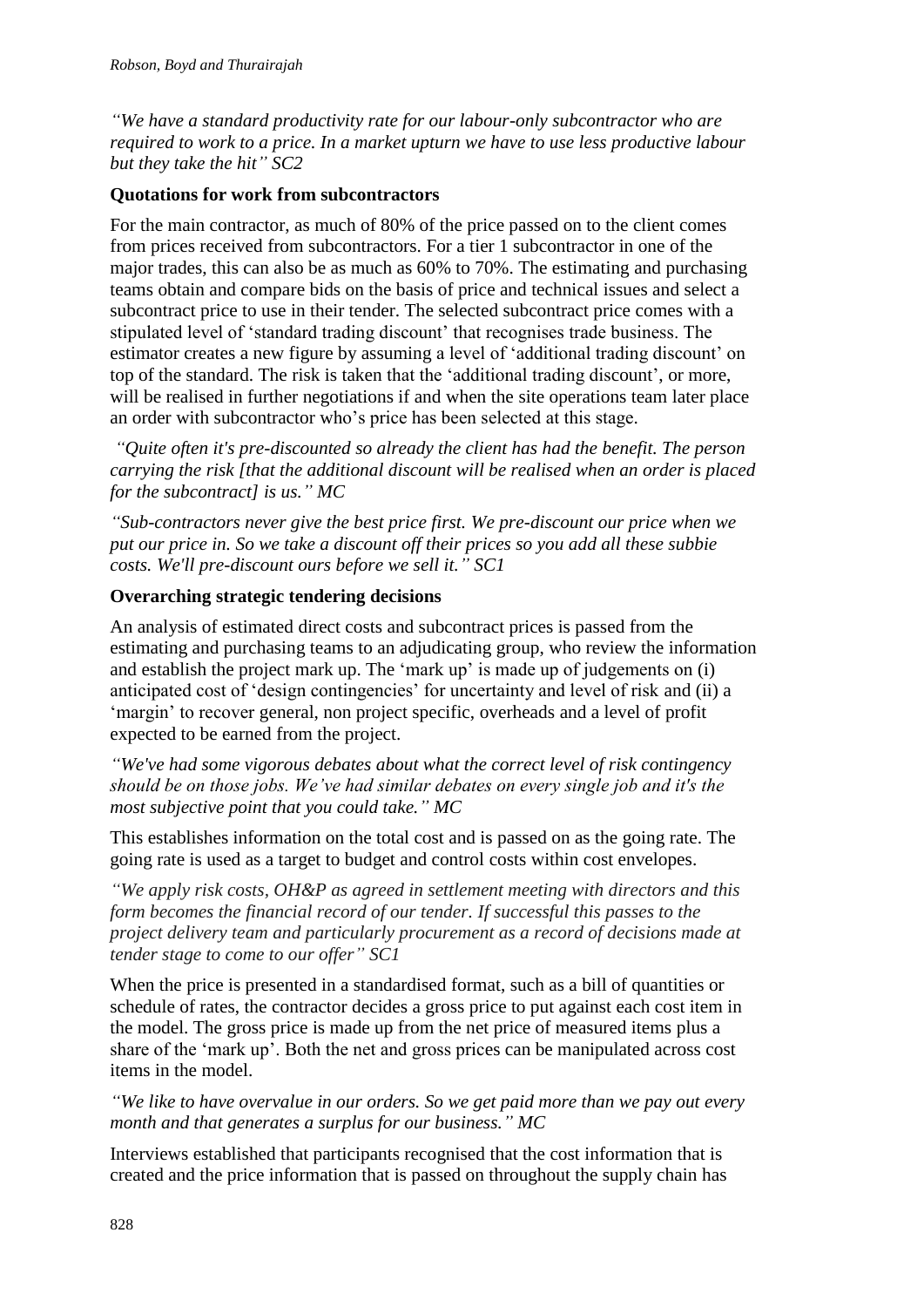*"We have a standard productivity rate for our labour-only subcontractor who are required to work to a price. In a market upturn we have to use less productive labour but they take the hit" SC2*

**Quotations for work from subcontractors**

For the main contractor, as much of 80% of the price passed on to the client comes from prices received from subcontractors. For a tier 1 subcontractor in one of the major trades, this can also be as much as 60% to 70%. The estimating and purchasing teams obtain and compare bids on the basis of price and technical issues and select a subcontract price to use in their tender. The selected subcontract price comes with a stipulated level of 'standard trading discount' that recognises trade business. The estimator creates a new figure by assuming a level of 'additional trading discount' on top of the standard. The risk is taken that the 'additional trading discount', or more, will be realised in further negotiations if and when the site operations team later place an order with subcontractor who's price has been selected at this stage.

*"Quite often it's pre-discounted so already the client has had the benefit. The person carrying the risk [that the additional discount will be realised when an order is placed for the subcontract] is us." MC*

*"Sub-contractors never give the best price first. We pre-discount our price when we put our price in. So we take a discount off their prices so you add all these subbie costs. We'll pre-discount ours before we sell it." SC1*

**Overarching strategic tendering decisions**

An analysis of estimated direct costs and subcontract prices is passed from the estimating and purchasing teams to an adjudicating group, who review the information and establish the project mark up. The 'mark up' is made up of judgements on (i) anticipated cost of 'design contingencies' for uncertainty and level of risk and (ii) a 'margin' to recover general, non project specific, overheads and a level of profit expected to be earned from the project.

*"We've had some vigorous debates about what the correct level of risk contingency should be on those jobs. We've had similar debates on every single job and it's the most subjective point that you could take." MC*

This establishes information on the total cost and is passed on as the going rate. The going rate is used as a target to budget and control costs within cost envelopes.

*"We apply risk costs, OH&P as agreed in settlement meeting with directors and this form becomes the financial record of our tender. If successful this passes to the project delivery team and particularly procurement as a record of decisions made at tender stage to come to our offer" SC1*

When the price is presented in a standardised format, such as a bill of quantities or schedule of rates, the contractor decides a gross price to put against each cost item in the model. The gross price is made up from the net price of measured items plus a share of the 'mark up'. Both the net and gross prices can be manipulated across cost items in the model.

*"We like to have overvalue in our orders. So we get paid more than we pay out every month and that generates a surplus for our business." MC*

Interviews established that participants recognised that the cost information that is created and the price information that is passed on throughout the supply chain has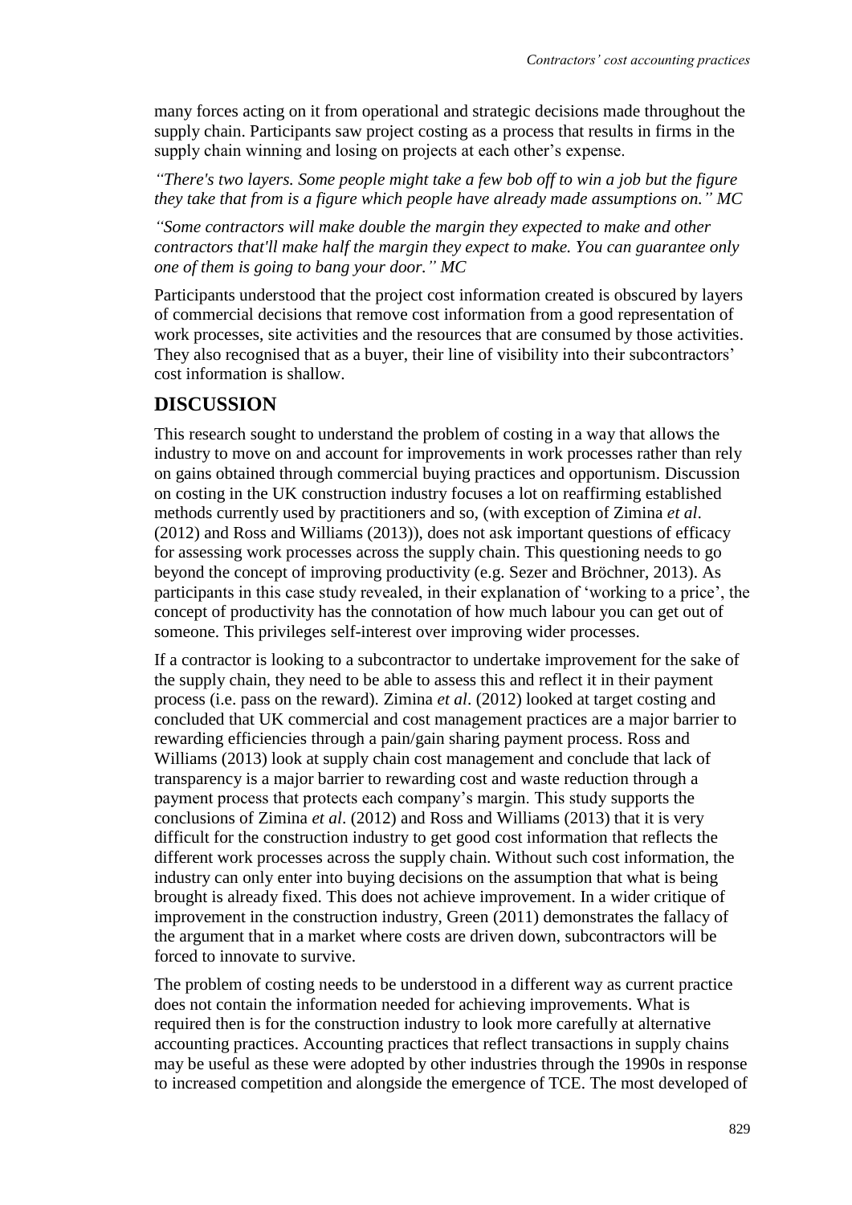many forces acting on it from operational and strategic decisions made throughout the supply chain. Participants saw project costing as a process that results in firms in the supply chain winning and losing on projects at each other's expense.

*"There's two layers. Some people might take a few bob off to win a job but the figure they take that from is a figure which people have already made assumptions on." MC*

*"Some contractors will make double the margin they expected to make and other contractors that'll make half the margin they expect to make. You can guarantee only one of them is going to bang your door." MC*

Participants understood that the project cost information created is obscured by layers of commercial decisions that remove cost information from a good representation of work processes, site activities and the resources that are consumed by those activities. They also recognised that as a buyer, their line of visibility into their subcontractors' cost information is shallow.

## DISCUSSION

This research sought to understand the problem of costing in a way that allows the industry to move on and account for improvements in work processes rather than rely on gains obtained through commercial buying practices and opportunism. Discussion on costing in the UK construction industry focuses a lot on reaffirming established methods currently used by practitioners and so, (with exception of Zimina *et al*. (2012) and Ross and Williams (2013)), does not ask important questions of efficacy for assessing work processes across the supply chain. This questioning needs to go beyond the concept of improving productivity (e.g. Sezer and Bröchner, 2013). As participants in this case study revealed, in their explanation of 'working to a price', the concept of productivity has the connotation of how much labour you can get out of someone. This privileges self-interest over improving wider processes.

If a contractor is looking to a subcontractor to undertake improvement for the sake of the supply chain, they need to be able to assess this and reflect it in their payment process (i.e. pass on the reward). Zimina *et al*. (2012) looked at target costing and concluded that UK commercial and cost management practices are a major barrier to rewarding efficiencies through a pain/gain sharing payment process. Ross and Williams (2013) look at supply chain cost management and conclude that lack of transparency is a major barrier to rewarding cost and waste reduction through a payment process that protects each company's margin. This study supports the conclusions of Zimina *et al*. (2012) and Ross and Williams (2013) that it is very difficult for the construction industry to get good cost information that reflects the different work processes across the supply chain. Without such cost information, the industry can only enter into buying decisions on the assumption that what is being brought is already fixed. This does not achieve improvement. In a wider critique of improvement in the construction industry, Green (2011) demonstrates the fallacy of the argument that in a market where costs are driven down, subcontractors will be forced to innovate to survive.

The problem of costing needs to be understood in a different way as current practice does not contain the information needed for achieving improvements. What is required then is for the construction industry to look more carefully at alternative accounting practices. Accounting practices that reflect transactions in supply chains may be useful as these were adopted by other industries through the 1990s in response to increased competition and alongside the emergence of TCE. The most developed of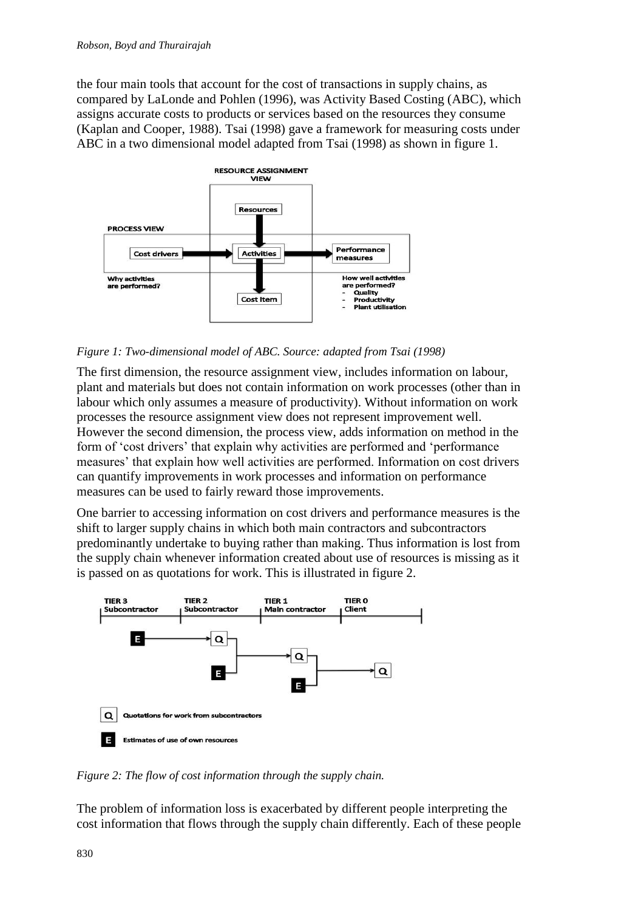the four main tools that account for the cost of transactions in supply chains, as compared by LaLonde and Pohlen (1996), was Activity Based Costing (ABC), which assigns accurate costs to products or services based on the resources they consume (Kaplan and Cooper, 1988). Tsai (1998) gave a framework for measuring costs under ABC in a two dimensional model adapted from Tsai (1998) as shown in figure 1.

RESOURCE ASSIGNMENT VIEW

Resources

PROCESS VIEW

Cost drivers

Activities

Performance measures

Why activities are performed?

Cost item

How well activities are performed?
- Quality
- Productivity
- Plant utilisation

*Figure 1: Two-dimensional model of ABC. Source: adapted from Tsai (1998)*

The first dimension, the resource assignment view, includes information on labour, plant and materials but does not contain information on work processes (other than in labour which only assumes a measure of productivity). Without information on work processes the resource assignment view does not represent improvement well. However the second dimension, the process view, adds information on method in the form of 'cost drivers' that explain why activities are performed and 'performance measures' that explain how well activities are performed. Information on cost drivers can quantify improvements in work processes and information on performance measures can be used to fairly reward those improvements.

One barrier to accessing information on cost drivers and performance measures is the shift to larger supply chains in which both main contractors and subcontractors predominantly undertake to buying rather than making. Thus information is lost from the supply chain whenever information created about use of resources is missing as it is passed on as quotations for work. This is illustrated in figure 2.

TIER 3 Subcontractor

TIER 2 Subcontractor

TIER 1 Main contractor

TIER 0 Client

E

Q

E

Q

E

Q

Q Quotations for work from subcontractors

E Estimates of use of own resources

*Figure 2: The flow of cost information through the supply chain.*

The problem of information loss is exacerbated by different people interpreting the cost information that flows through the supply chain differently. Each of these people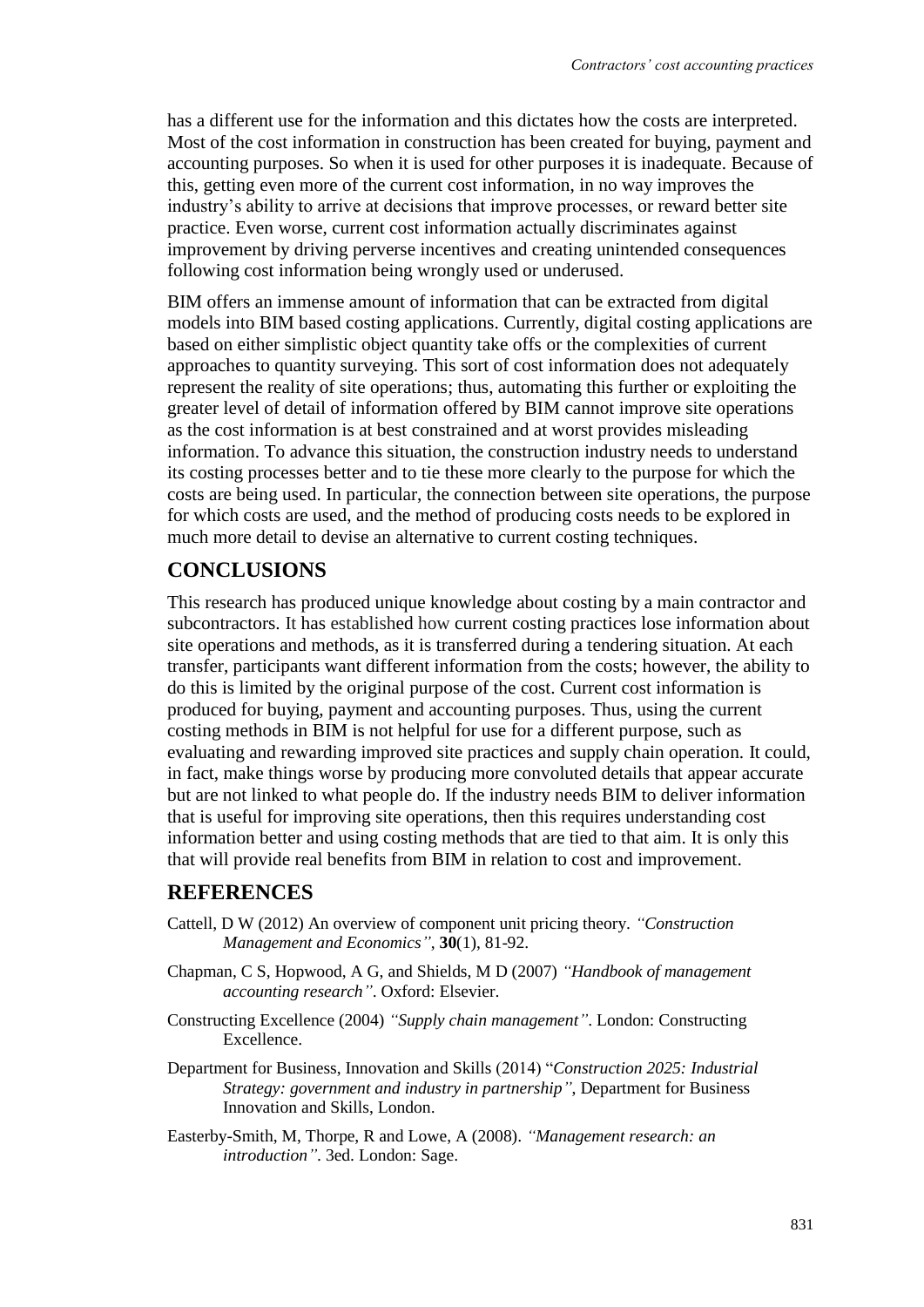has a different use for the information and this dictates how the costs are interpreted. Most of the cost information in construction has been created for buying, payment and accounting purposes. So when it is used for other purposes it is inadequate. Because of this, getting even more of the current cost information, in no way improves the industry's ability to arrive at decisions that improve processes, or reward better site practice. Even worse, current cost information actually discriminates against improvement by driving perverse incentives and creating unintended consequences following cost information being wrongly used or underused.

BIM offers an immense amount of information that can be extracted from digital models into BIM based costing applications. Currently, digital costing applications are based on either simplistic object quantity take offs or the complexities of current approaches to quantity surveying. This sort of cost information does not adequately represent the reality of site operations; thus, automating this further or exploiting the greater level of detail of information offered by BIM cannot improve site operations as the cost information is at best constrained and at worst provides misleading information. To advance this situation, the construction industry needs to understand its costing processes better and to tie these more clearly to the purpose for which the costs are being used. In particular, the connection between site operations, the purpose for which costs are used, and the method of producing costs needs to be explored in much more detail to devise an alternative to current costing techniques.

## CONCLUSIONS

This research has produced unique knowledge about costing by a main contractor and subcontractors. It has established how current costing practices lose information about site operations and methods, as it is transferred during a tendering situation. At each transfer, participants want different information from the costs; however, the ability to do this is limited by the original purpose of the cost. Current cost information is produced for buying, payment and accounting purposes. Thus, using the current costing methods in BIM is not helpful for use for a different purpose, such as evaluating and rewarding improved site practices and supply chain operation. It could, in fact, make things worse by producing more convoluted details that appear accurate but are not linked to what people do. If the industry needs BIM to deliver information that is useful for improving site operations, then this requires understanding cost information better and using costing methods that are tied to that aim. It is only this that will provide real benefits from BIM in relation to cost and improvement.

## REFERENCES

Cattell, D W (2012) An overview of component unit pricing theory. *"Construction Management and Economics"*, **30**(1), 81-92.

Chapman, C S, Hopwood, A G, and Shields, M D (2007) *"Handbook of management accounting research"*. Oxford: Elsevier.

Constructing Excellence (2004) *"Supply chain management"*. London: Constructing Excellence.

Department for Business, Innovation and Skills (2014) "*Construction 2025: Industrial Strategy: government and industry in partnership"*, Department for Business Innovation and Skills, London.

Easterby-Smith, M, Thorpe, R and Lowe, A (2008). *"Management research: an introduction"*. 3ed. London: Sage.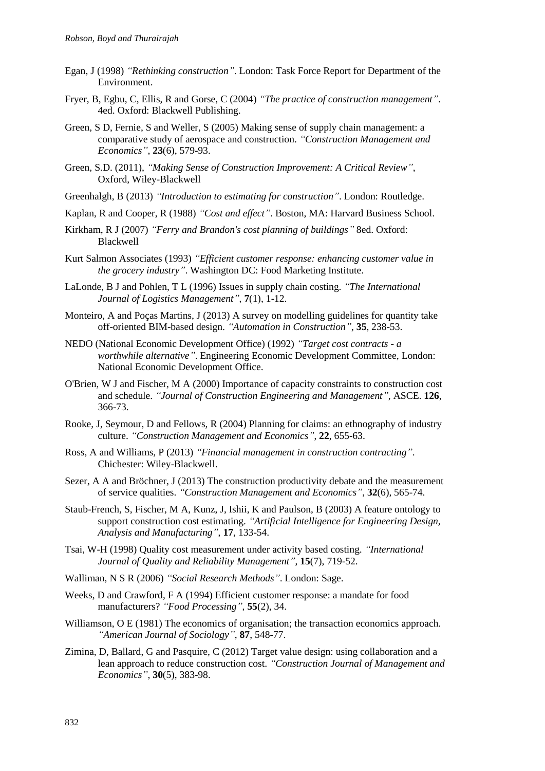Egan, J (1998) *“Rethinking construction”*. London: Task Force Report for Department of the Environment.

Fryer, B, Egbu, C, Ellis, R and Gorse, C (2004) *“The practice of construction management”*. 4ed. Oxford: Blackwell Publishing.

Green, S D, Fernie, S and Weller, S (2005) Making sense of supply chain management: a comparative study of aerospace and construction. *“Construction Management and Economics”*, **23**(6), 579-93.

Green, S.D. (2011), *“Making Sense of Construction Improvement: A Critical Review”*, Oxford, Wiley-Blackwell

Greenhalgh, B (2013) *“Introduction to estimating for construction”*. London: Routledge.

Kaplan, R and Cooper, R (1988) *“Cost and effect”*. Boston, MA: Harvard Business School.

Kirkham, R J (2007) *“Ferry and Brandon's cost planning of buildings”* 8ed. Oxford: Blackwell

Kurt Salmon Associates (1993) *“Efficient customer response: enhancing customer value in the grocery industry”*. Washington DC: Food Marketing Institute.

LaLonde, B J and Pohlen, T L (1996) Issues in supply chain costing. *“The International Journal of Logistics Management”*, **7**(1), 1-12.

Monteiro, A and Poças Martins, J (2013) A survey on modelling guidelines for quantity take off-oriented BIM-based design. *“Automation in Construction”*, **35**, 238-53.

NEDO (National Economic Development Office) (1992) *“Target cost contracts - a worthwhile alternative”*. Engineering Economic Development Committee, London: National Economic Development Office.

O'Brien, W J and Fischer, M A (2000) Importance of capacity constraints to construction cost and schedule. *“Journal of Construction Engineering and Management”*, ASCE. **126**, 366-73.

Rooke, J, Seymour, D and Fellows, R (2004) Planning for claims: an ethnography of industry culture. *“Construction Management and Economics”*, **22**, 655-63.

Ross, A and Williams, P (2013) *“Financial management in construction contracting”*. Chichester: Wiley-Blackwell.

Sezer, A A and Bröchner, J (2013) The construction productivity debate and the measurement of service qualities. *“Construction Management and Economics”*, **32**(6), 565-74.

Staub-French, S, Fischer, M A, Kunz, J, Ishii, K and Paulson, B (2003) A feature ontology to support construction cost estimating. *“Artificial Intelligence for Engineering Design, Analysis and Manufacturing”*, **17**, 133-54.

Tsai, W-H (1998) Quality cost measurement under activity based costing. *“International Journal of Quality and Reliability Management”*, **15**(7), 719-52.

Walliman, N S R (2006) *“Social Research Methods”*. London: Sage.

Weeks, D and Crawford, F A (1994) Efficient customer response: a mandate for food manufacturers? *“Food Processing”*, **55**(2), 34.

Williamson, O E (1981) The economics of organisation; the transaction economics approach. *“American Journal of Sociology”*, **87**, 548-77.

Zimina, D, Ballard, G and Pasquire, C (2012) Target value design: using collaboration and a lean approach to reduce construction cost. *“Construction Journal of Management and Economics”*, **30**(5), 383-98.